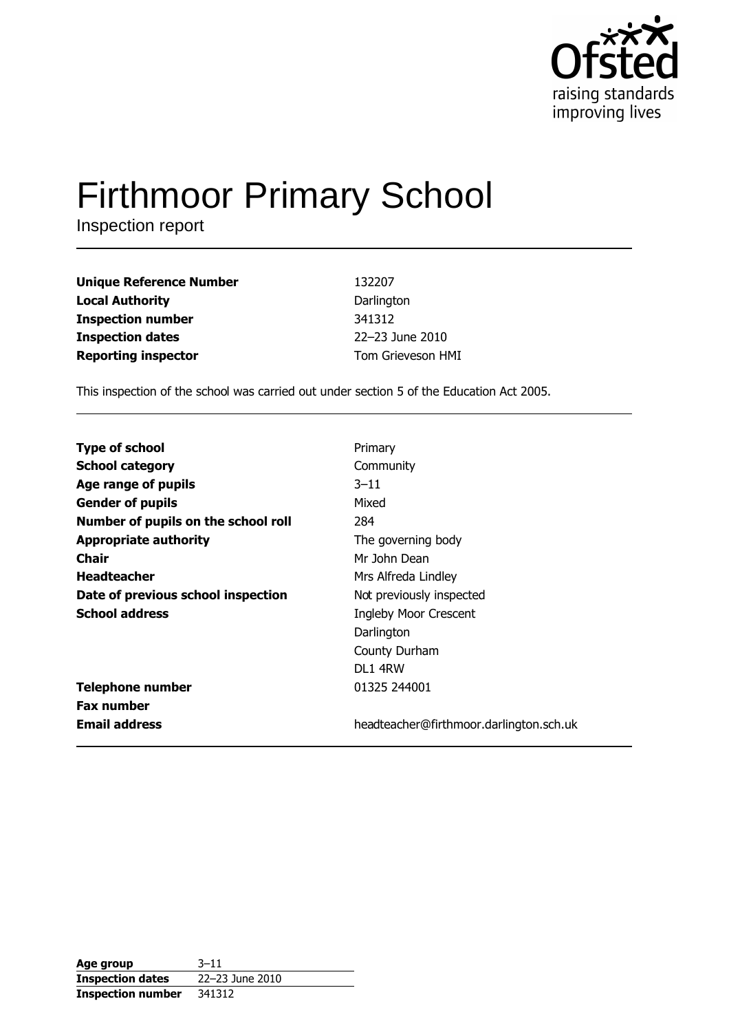Ofsted
raising standards
improving lives

# Firthmoor Primary School

Inspection report

| | |
|---|---|
| **Unique Reference Number** | 132207 |
| **Local Authority** | Darlington |
| **Inspection number** | 341312 |
| **Inspection dates** | 22–23 June 2010 |
| **Reporting inspector** | Tom Grieveson HMI |

This inspection of the school was carried out under section 5 of the Education Act 2005.

| | |
|---|---|
| **Type of school** | Primary |
| **School category** | Community |
| **Age range of pupils** | 3–11 |
| **Gender of pupils** | Mixed |
| **Number of pupils on the school roll** | 284 |
| **Appropriate authority** | The governing body |
| **Chair** | Mr John Dean |
| **Headteacher** | Mrs Alfreda Lindley |
| **Date of previous school inspection** | Not previously inspected |
| **School address** | Ingleby Moor Crescent<br>Darlington<br>County Durham<br>DL1 4RW |
| **Telephone number** | 01325 244001 |
| **Fax number** | |
| **Email address** | headteacher@firthmoor.darlington.sch.uk |

| | |
|---|---|
| **Age group** | 3–11 |
| **Inspection dates** | 22–23 June 2010 |
| **Inspection number** | 341312 |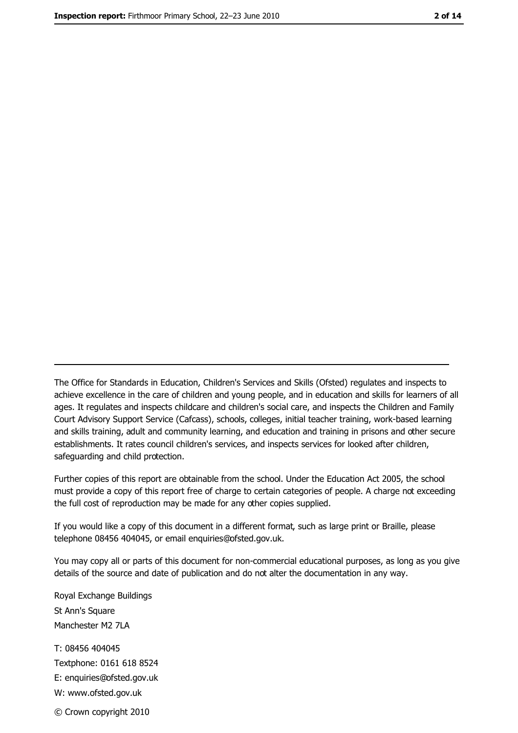---

The Office for Standards in Education, Children's Services and Skills (Ofsted) regulates and inspects to achieve excellence in the care of children and young people, and in education and skills for learners of all ages. It regulates and inspects childcare and children's social care, and inspects the Children and Family Court Advisory Support Service (Cafcass), schools, colleges, initial teacher training, work-based learning and skills training, adult and community learning, and education and training in prisons and other secure establishments. It rates council children's services, and inspects services for looked after children, safeguarding and child protection.

Further copies of this report are obtainable from the school. Under the Education Act 2005, the school must provide a copy of this report free of charge to certain categories of people. A charge not exceeding the full cost of reproduction may be made for any other copies supplied.

If you would like a copy of this document in a different format, such as large print or Braille, please telephone 08456 404045, or email enquiries@ofsted.gov.uk.

You may copy all or parts of this document for non-commercial educational purposes, as long as you give details of the source and date of publication and do not alter the documentation in any way.

Royal Exchange Buildings
St Ann's Square
Manchester M2 7LA

T: 08456 404045
Textphone: 0161 618 8524
E: enquiries@ofsted.gov.uk
W: www.ofsted.gov.uk

© Crown copyright 2010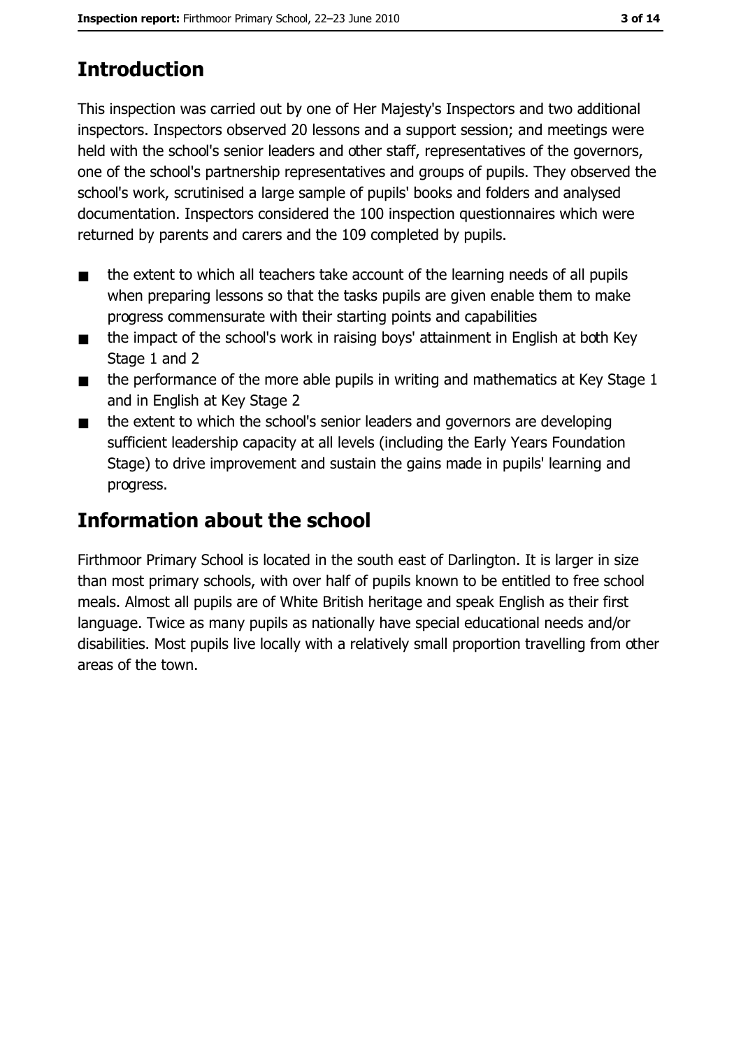## Introduction

This inspection was carried out by one of Her Majesty's Inspectors and two additional inspectors. Inspectors observed 20 lessons and a support session; and meetings were held with the school's senior leaders and other staff, representatives of the governors, one of the school's partnership representatives and groups of pupils. They observed the school's work, scrutinised a large sample of pupils' books and folders and analysed documentation. Inspectors considered the 100 inspection questionnaires which were returned by parents and carers and the 109 completed by pupils.

- the extent to which all teachers take account of the learning needs of all pupils when preparing lessons so that the tasks pupils are given enable them to make progress commensurate with their starting points and capabilities
- the impact of the school's work in raising boys' attainment in English at both Key Stage 1 and 2
- the performance of the more able pupils in writing and mathematics at Key Stage 1 and in English at Key Stage 2
- the extent to which the school's senior leaders and governors are developing sufficient leadership capacity at all levels (including the Early Years Foundation Stage) to drive improvement and sustain the gains made in pupils' learning and progress.

## Information about the school

Firthmoor Primary School is located in the south east of Darlington. It is larger in size than most primary schools, with over half of pupils known to be entitled to free school meals. Almost all pupils are of White British heritage and speak English as their first language. Twice as many pupils as nationally have special educational needs and/or disabilities. Most pupils live locally with a relatively small proportion travelling from other areas of the town.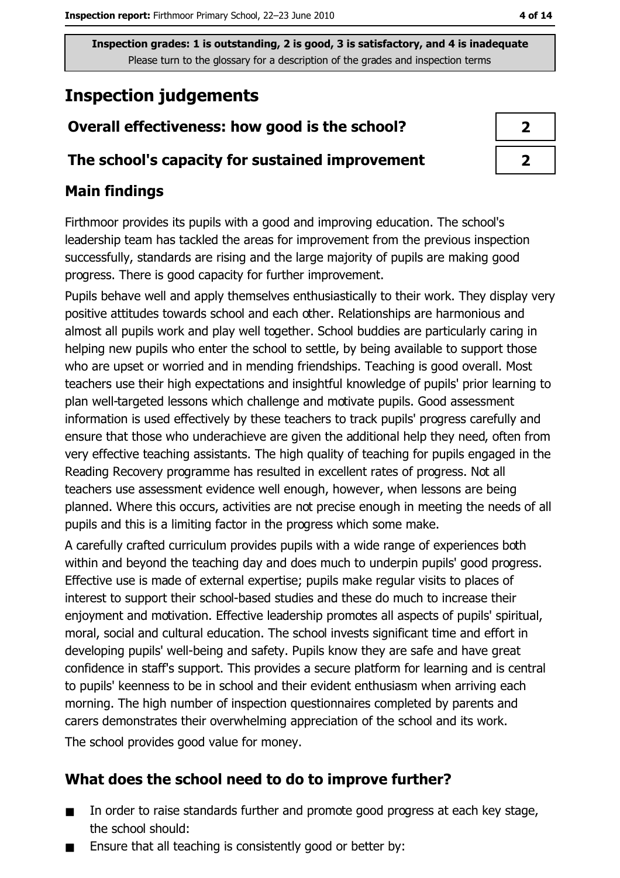Inspection grades: 1 is outstanding, 2 is good, 3 is satisfactory, and 4 is inadequate
Please turn to the glossary for a description of the grades and inspection terms

# Inspection judgements

| | |
|---|---|
| **Overall effectiveness: how good is the school?** | **2** |
| **The school's capacity for sustained improvement** | **2** |

## Main findings

Firthmoor provides its pupils with a good and improving education. The school's leadership team has tackled the areas for improvement from the previous inspection successfully, standards are rising and the large majority of pupils are making good progress. There is good capacity for further improvement.

Pupils behave well and apply themselves enthusiastically to their work. They display very positive attitudes towards school and each other. Relationships are harmonious and almost all pupils work and play well together. School buddies are particularly caring in helping new pupils who enter the school to settle, by being available to support those who are upset or worried and in mending friendships. Teaching is good overall. Most teachers use their high expectations and insightful knowledge of pupils' prior learning to plan well-targeted lessons which challenge and motivate pupils. Good assessment information is used effectively by these teachers to track pupils' progress carefully and ensure that those who underachieve are given the additional help they need, often from very effective teaching assistants. The high quality of teaching for pupils engaged in the Reading Recovery programme has resulted in excellent rates of progress. Not all teachers use assessment evidence well enough, however, when lessons are being planned. Where this occurs, activities are not precise enough in meeting the needs of all pupils and this is a limiting factor in the progress which some make.

A carefully crafted curriculum provides pupils with a wide range of experiences both within and beyond the teaching day and does much to underpin pupils' good progress. Effective use is made of external expertise; pupils make regular visits to places of interest to support their school-based studies and these do much to increase their enjoyment and motivation. Effective leadership promotes all aspects of pupils' spiritual, moral, social and cultural education. The school invests significant time and effort in developing pupils' well-being and safety. Pupils know they are safe and have great confidence in staff's support. This provides a secure platform for learning and is central to pupils' keenness to be in school and their evident enthusiasm when arriving each morning. The high number of inspection questionnaires completed by parents and carers demonstrates their overwhelming appreciation of the school and its work.

The school provides good value for money.

## What does the school need to do to improve further?

- In order to raise standards further and promote good progress at each key stage, the school should:
- Ensure that all teaching is consistently good or better by: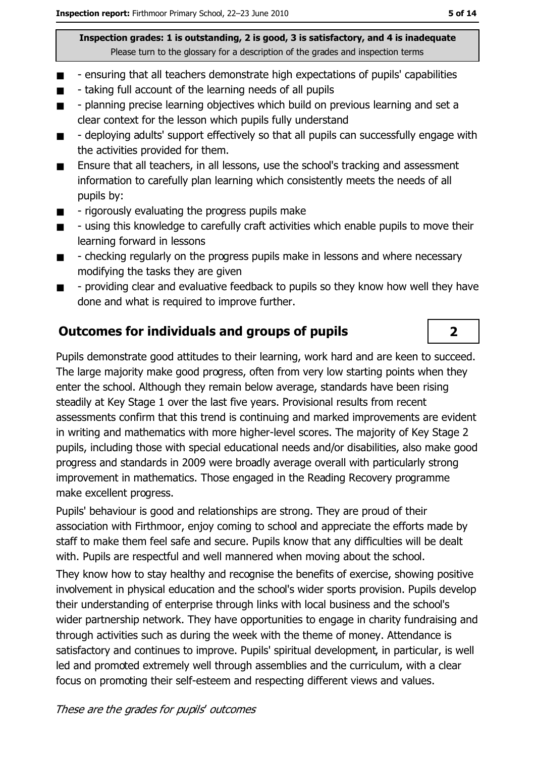Inspection grades: 1 is outstanding, 2 is good, 3 is satisfactory, and 4 is inadequate
Please turn to the glossary for a description of the grades and inspection terms

- - ensuring that all teachers demonstrate high expectations of pupils' capabilities
- - taking full account of the learning needs of all pupils
- - planning precise learning objectives which build on previous learning and set a clear context for the lesson which pupils fully understand
- - deploying adults' support effectively so that all pupils can successfully engage with the activities provided for them.
- Ensure that all teachers, in all lessons, use the school's tracking and assessment information to carefully plan learning which consistently meets the needs of all pupils by:
- - rigorously evaluating the progress pupils make
- - using this knowledge to carefully craft activities which enable pupils to move their learning forward in lessons
- - checking regularly on the progress pupils make in lessons and where necessary modifying the tasks they are given
- - providing clear and evaluative feedback to pupils so they know how well they have done and what is required to improve further.

## Outcomes for individuals and groups of pupils

**2**

Pupils demonstrate good attitudes to their learning, work hard and are keen to succeed. The large majority make good progress, often from very low starting points when they enter the school. Although they remain below average, standards have been rising steadily at Key Stage 1 over the last five years. Provisional results from recent assessments confirm that this trend is continuing and marked improvements are evident in writing and mathematics with more higher-level scores. The majority of Key Stage 2 pupils, including those with special educational needs and/or disabilities, also make good progress and standards in 2009 were broadly average overall with particularly strong improvement in mathematics. Those engaged in the Reading Recovery programme make excellent progress.

Pupils' behaviour is good and relationships are strong. They are proud of their association with Firthmoor, enjoy coming to school and appreciate the efforts made by staff to make them feel safe and secure. Pupils know that any difficulties will be dealt with. Pupils are respectful and well mannered when moving about the school.

They know how to stay healthy and recognise the benefits of exercise, showing positive involvement in physical education and the school's wider sports provision. Pupils develop their understanding of enterprise through links with local business and the school's wider partnership network. They have opportunities to engage in charity fundraising and through activities such as during the week with the theme of money. Attendance is satisfactory and continues to improve. Pupils' spiritual development, in particular, is well led and promoted extremely well through assemblies and the curriculum, with a clear focus on promoting their self-esteem and respecting different views and values.

*These are the grades for pupils' outcomes*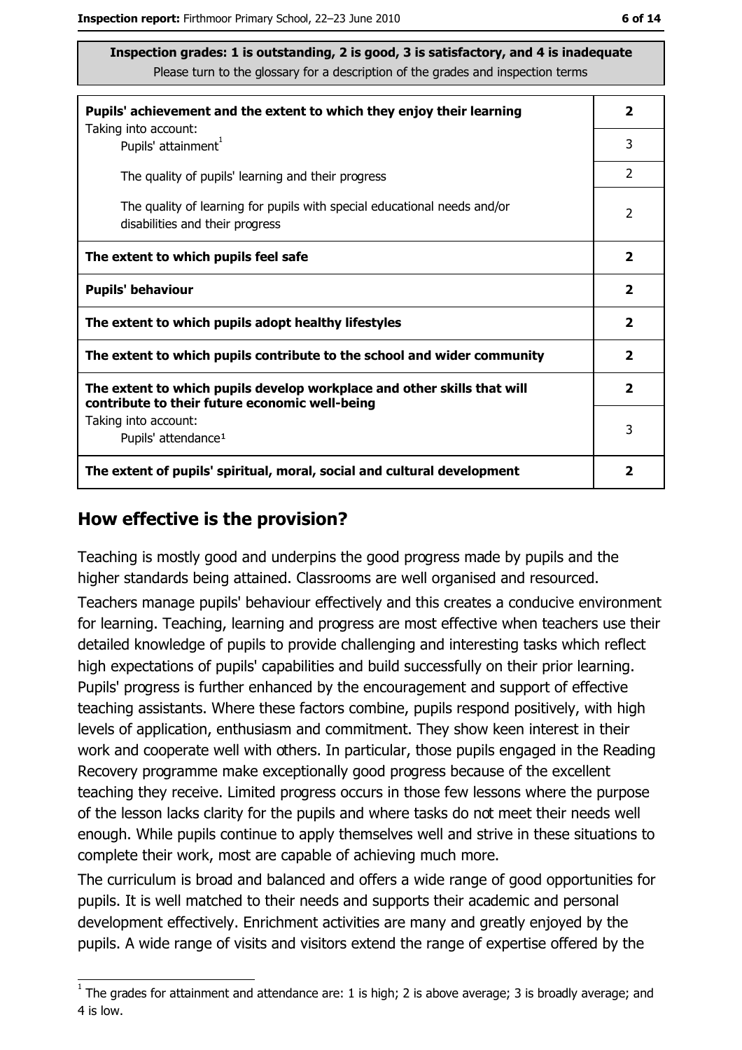**Inspection grades: 1 is outstanding, 2 is good, 3 is satisfactory, and 4 is inadequate**
Please turn to the glossary for a description of the grades and inspection terms

| | |
|---|---|
| **Pupils' achievement and the extent to which they enjoy their learning** | **2** |
| Taking into account:<br>Pupils' attainment[1] | 3 |
| The quality of pupils' learning and their progress | 2 |
| The quality of learning for pupils with special educational needs and/or disabilities and their progress | 2 |
| **The extent to which pupils feel safe** | **2** |
| **Pupils' behaviour** | **2** |
| **The extent to which pupils adopt healthy lifestyles** | **2** |
| **The extent to which pupils contribute to the school and wider community** | **2** |
| **The extent to which pupils develop workplace and other skills that will contribute to their future economic well-being** | **2** |
| Taking into account:<br>Pupils' attendance[1] | 3 |
| **The extent of pupils' spiritual, moral, social and cultural development** | **2** |

## How effective is the provision?

Teaching is mostly good and underpins the good progress made by pupils and the higher standards being attained. Classrooms are well organised and resourced.

Teachers manage pupils' behaviour effectively and this creates a conducive environment for learning. Teaching, learning and progress are most effective when teachers use their detailed knowledge of pupils to provide challenging and interesting tasks which reflect high expectations of pupils' capabilities and build successfully on their prior learning. Pupils' progress is further enhanced by the encouragement and support of effective teaching assistants. Where these factors combine, pupils respond positively, with high levels of application, enthusiasm and commitment. They show keen interest in their work and cooperate well with others. In particular, those pupils engaged in the Reading Recovery programme make exceptionally good progress because of the excellent teaching they receive. Limited progress occurs in those few lessons where the purpose of the lesson lacks clarity for the pupils and where tasks do not meet their needs well enough. While pupils continue to apply themselves well and strive in these situations to complete their work, most are capable of achieving much more.

The curriculum is broad and balanced and offers a wide range of good opportunities for pupils. It is well matched to their needs and supports their academic and personal development effectively. Enrichment activities are many and greatly enjoyed by the pupils. A wide range of visits and visitors extend the range of expertise offered by the

[1] The grades for attainment and attendance are: 1 is high; 2 is above average; 3 is broadly average; and 4 is low.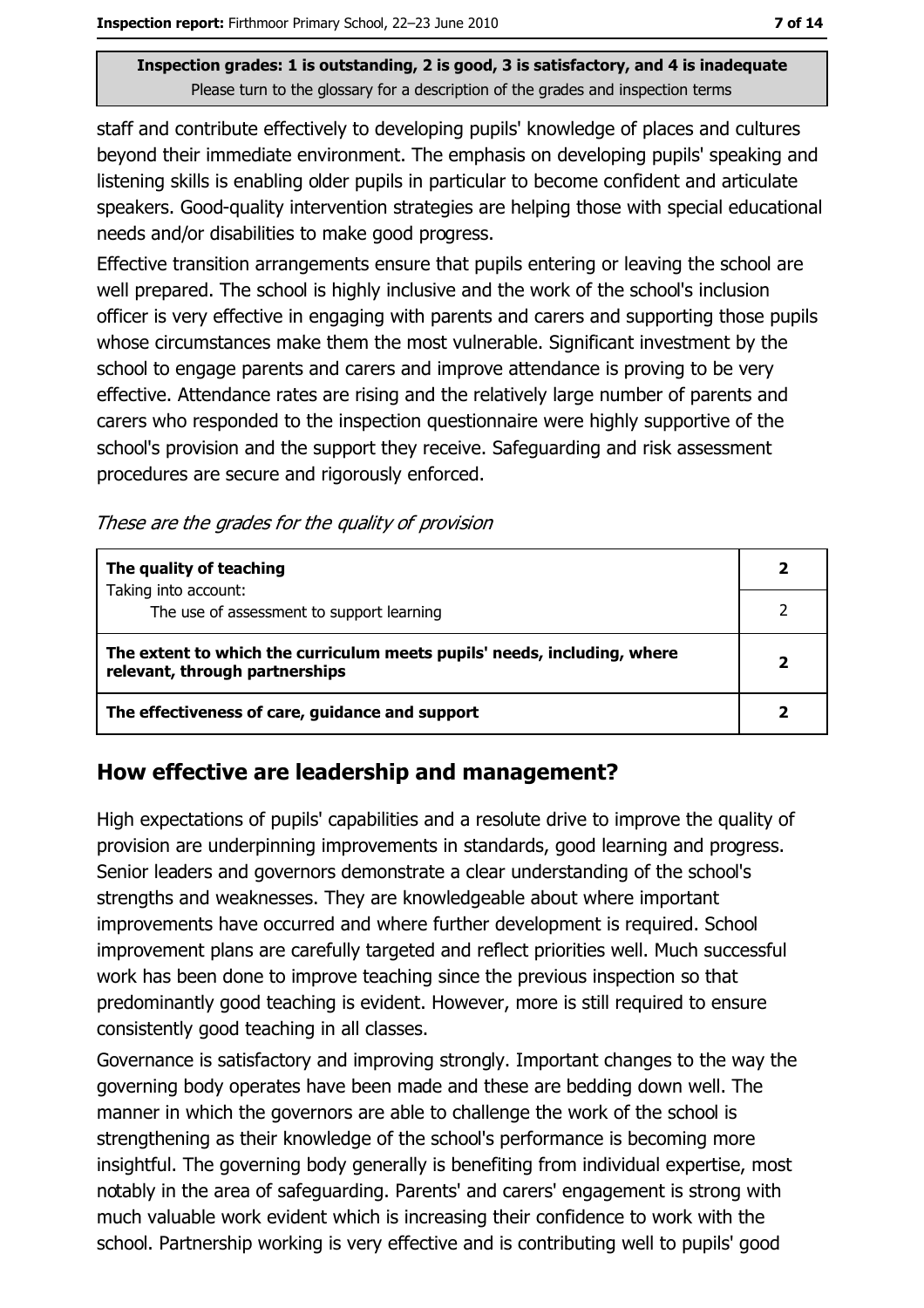**Inspection grades: 1 is outstanding, 2 is good, 3 is satisfactory, and 4 is inadequate**
Please turn to the glossary for a description of the grades and inspection terms

staff and contribute effectively to developing pupils' knowledge of places and cultures beyond their immediate environment. The emphasis on developing pupils' speaking and listening skills is enabling older pupils in particular to become confident and articulate speakers. Good-quality intervention strategies are helping those with special educational needs and/or disabilities to make good progress.

Effective transition arrangements ensure that pupils entering or leaving the school are well prepared. The school is highly inclusive and the work of the school's inclusion officer is very effective in engaging with parents and carers and supporting those pupils whose circumstances make them the most vulnerable. Significant investment by the school to engage parents and carers and improve attendance is proving to be very effective. Attendance rates are rising and the relatively large number of parents and carers who responded to the inspection questionnaire were highly supportive of the school's provision and the support they receive. Safeguarding and risk assessment procedures are secure and rigorously enforced.

*These are the grades for the quality of provision*

| | |
|---|---|
| **The quality of teaching**<br>Taking into account: | **2** |
| The use of assessment to support learning | 2 |
| **The extent to which the curriculum meets pupils' needs, including, where relevant, through partnerships** | **2** |
| **The effectiveness of care, guidance and support** | **2** |

## How effective are leadership and management?

High expectations of pupils' capabilities and a resolute drive to improve the quality of provision are underpinning improvements in standards, good learning and progress. Senior leaders and governors demonstrate a clear understanding of the school's strengths and weaknesses. They are knowledgeable about where important improvements have occurred and where further development is required. School improvement plans are carefully targeted and reflect priorities well. Much successful work has been done to improve teaching since the previous inspection so that predominantly good teaching is evident. However, more is still required to ensure consistently good teaching in all classes.

Governance is satisfactory and improving strongly. Important changes to the way the governing body operates have been made and these are bedding down well. The manner in which the governors are able to challenge the work of the school is strengthening as their knowledge of the school's performance is becoming more insightful. The governing body generally is benefiting from individual expertise, most notably in the area of safeguarding. Parents' and carers' engagement is strong with much valuable work evident which is increasing their confidence to work with the school. Partnership working is very effective and is contributing well to pupils' good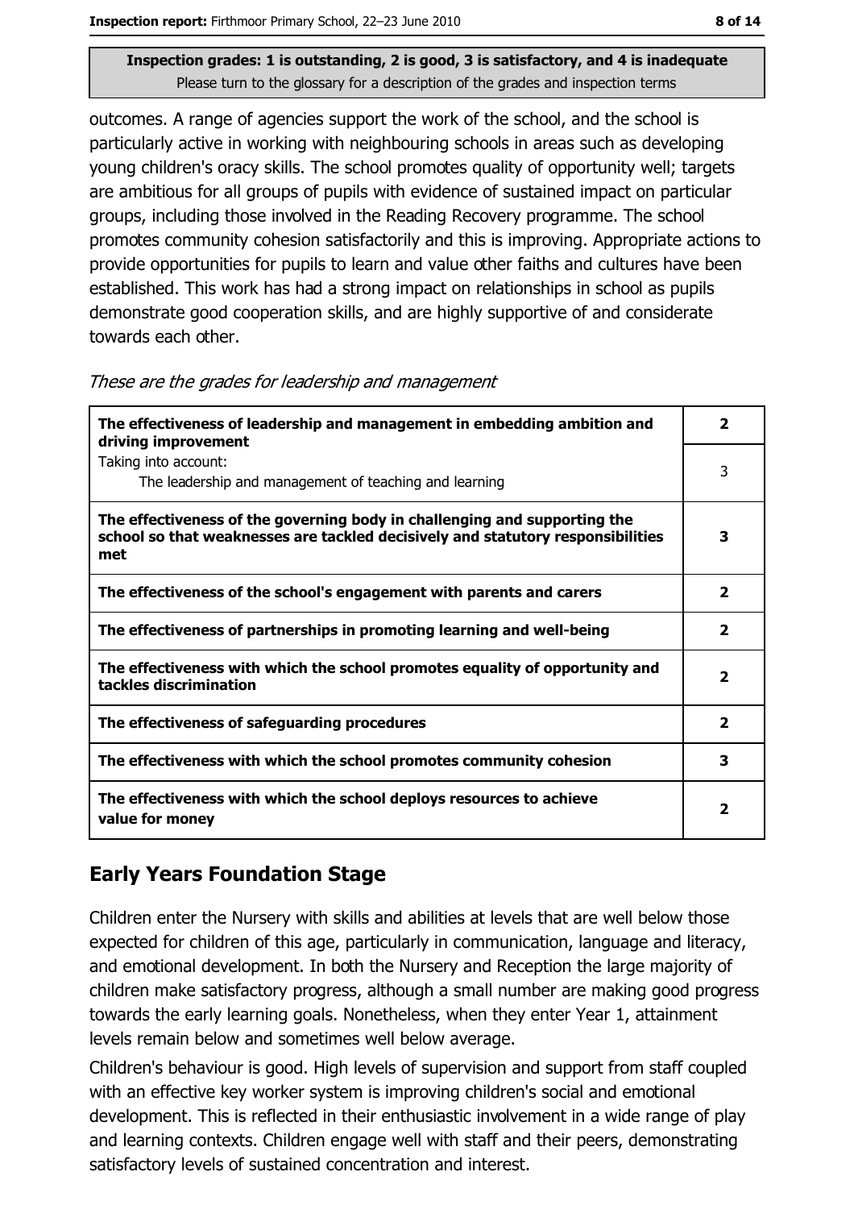outcomes. A range of agencies support the work of the school, and the school is particularly active in working with neighbouring schools in areas such as developing young children's oracy skills. The school promotes quality of opportunity well; targets are ambitious for all groups of pupils with evidence of sustained impact on particular groups, including those involved in the Reading Recovery programme. The school promotes community cohesion satisfactorily and this is improving. Appropriate actions to provide opportunities for pupils to learn and value other faiths and cultures have been established. This work has had a strong impact on relationships in school as pupils demonstrate good cooperation skills, and are highly supportive of and considerate towards each other.

*These are the grades for leadership and management*

| | |
|---|---|
| **The effectiveness of leadership and management in embedding ambition and driving improvement** | **2** |
| Taking into account: The leadership and management of teaching and learning | 3 |
| **The effectiveness of the governing body in challenging and supporting the school so that weaknesses are tackled decisively and statutory responsibilities met** | **3** |
| **The effectiveness of the school's engagement with parents and carers** | **2** |
| **The effectiveness of partnerships in promoting learning and well-being** | **2** |
| **The effectiveness with which the school promotes equality of opportunity and tackles discrimination** | **2** |
| **The effectiveness of safeguarding procedures** | **2** |
| **The effectiveness with which the school promotes community cohesion** | **3** |
| **The effectiveness with which the school deploys resources to achieve value for money** | **2** |

## Early Years Foundation Stage

Children enter the Nursery with skills and abilities at levels that are well below those expected for children of this age, particularly in communication, language and literacy, and emotional development. In both the Nursery and Reception the large majority of children make satisfactory progress, although a small number are making good progress towards the early learning goals. Nonetheless, when they enter Year 1, attainment levels remain below and sometimes well below average.

Children's behaviour is good. High levels of supervision and support from staff coupled with an effective key worker system is improving children's social and emotional development. This is reflected in their enthusiastic involvement in a wide range of play and learning contexts. Children engage well with staff and their peers, demonstrating satisfactory levels of sustained concentration and interest.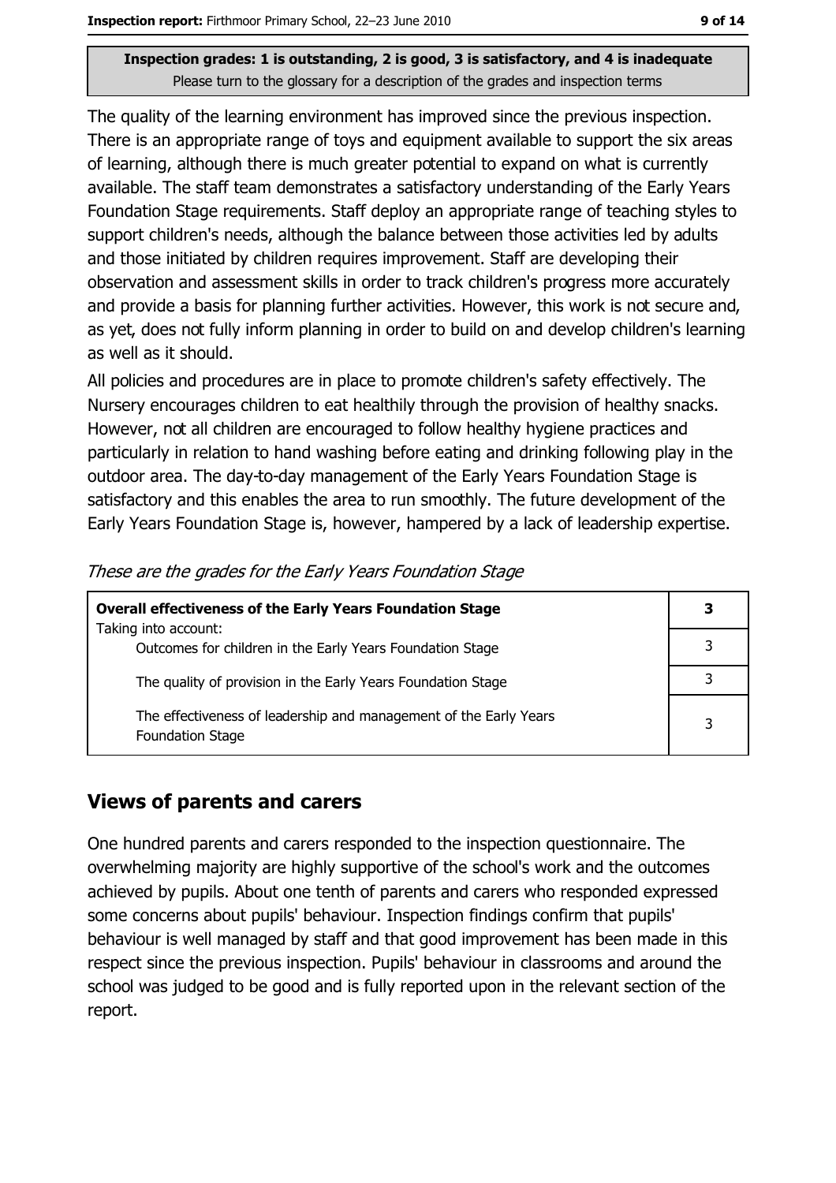**Inspection grades: 1 is outstanding, 2 is good, 3 is satisfactory, and 4 is inadequate**
Please turn to the glossary for a description of the grades and inspection terms

The quality of the learning environment has improved since the previous inspection. There is an appropriate range of toys and equipment available to support the six areas of learning, although there is much greater potential to expand on what is currently available. The staff team demonstrates a satisfactory understanding of the Early Years Foundation Stage requirements. Staff deploy an appropriate range of teaching styles to support children's needs, although the balance between those activities led by adults and those initiated by children requires improvement. Staff are developing their observation and assessment skills in order to track children's progress more accurately and provide a basis for planning further activities. However, this work is not secure and, as yet, does not fully inform planning in order to build on and develop children's learning as well as it should.

All policies and procedures are in place to promote children's safety effectively. The Nursery encourages children to eat healthily through the provision of healthy snacks. However, not all children are encouraged to follow healthy hygiene practices and particularly in relation to hand washing before eating and drinking following play in the outdoor area. The day-to-day management of the Early Years Foundation Stage is satisfactory and this enables the area to run smoothly. The future development of the Early Years Foundation Stage is, however, hampered by a lack of leadership expertise.

*These are the grades for the Early Years Foundation Stage*

| **Overall effectiveness of the Early Years Foundation Stage** Taking into account: | **3** |
|---|---|
| Outcomes for children in the Early Years Foundation Stage | 3 |
| The quality of provision in the Early Years Foundation Stage | 3 |
| The effectiveness of leadership and management of the Early Years Foundation Stage | 3 |

## Views of parents and carers

One hundred parents and carers responded to the inspection questionnaire. The overwhelming majority are highly supportive of the school's work and the outcomes achieved by pupils. About one tenth of parents and carers who responded expressed some concerns about pupils' behaviour. Inspection findings confirm that pupils' behaviour is well managed by staff and that good improvement has been made in this respect since the previous inspection. Pupils' behaviour in classrooms and around the school was judged to be good and is fully reported upon in the relevant section of the report.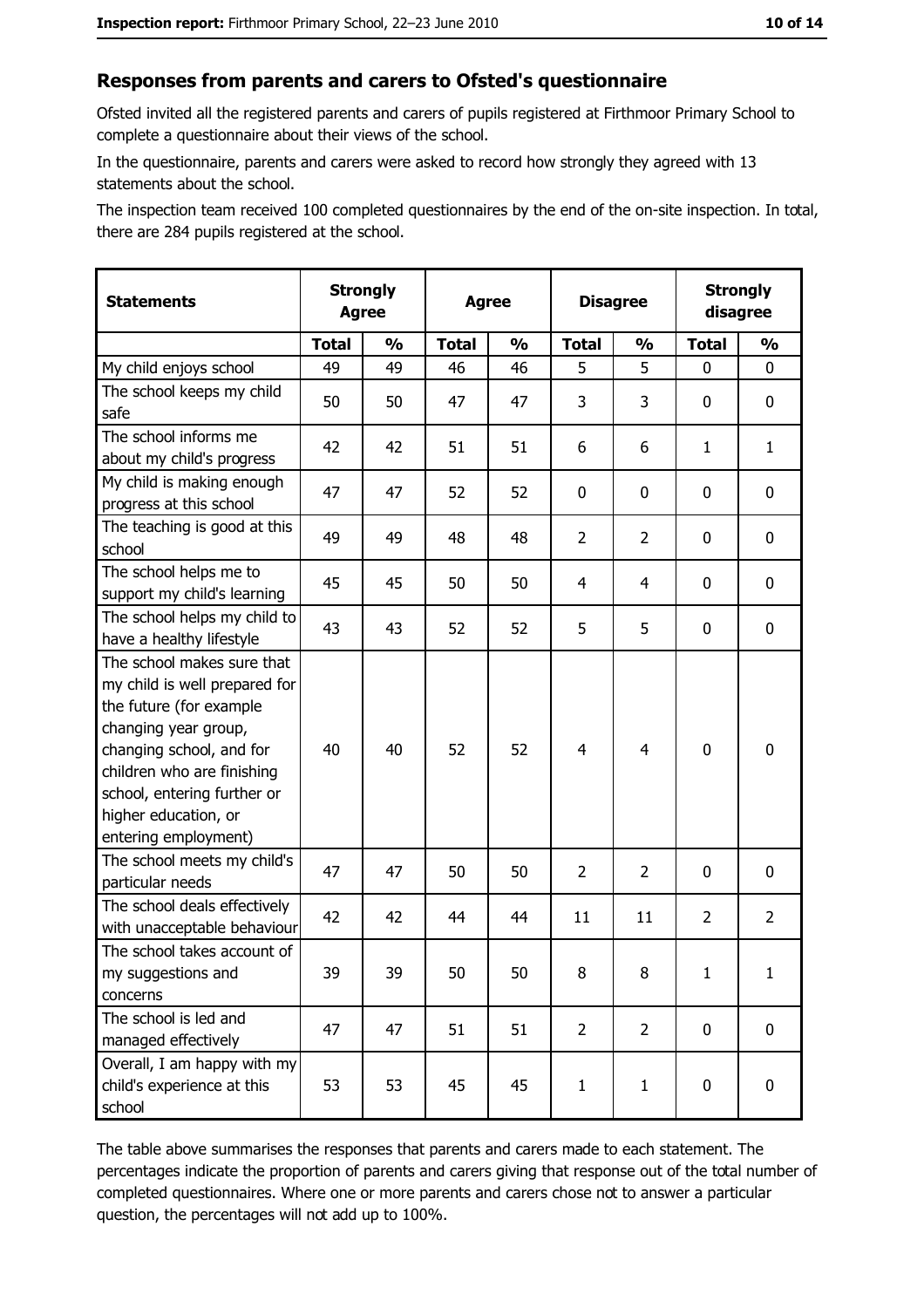## Responses from parents and carers to Ofsted's questionnaire

Ofsted invited all the registered parents and carers of pupils registered at Firthmoor Primary School to complete a questionnaire about their views of the school.

In the questionnaire, parents and carers were asked to record how strongly they agreed with 13 statements about the school.

The inspection team received 100 completed questionnaires by the end of the on-site inspection. In total, there are 284 pupils registered at the school.

| Statements | Strongly Agree | | Agree | | Disagree | | Strongly disagree | |
|---|---|---|---|---|---|---|---|---|
| | Total | % | Total | % | Total | % | Total | % |
| My child enjoys school | 49 | 49 | 46 | 46 | 5 | 5 | 0 | 0 |
| The school keeps my child safe | 50 | 50 | 47 | 47 | 3 | 3 | 0 | 0 |
| The school informs me about my child's progress | 42 | 42 | 51 | 51 | 6 | 6 | 1 | 1 |
| My child is making enough progress at this school | 47 | 47 | 52 | 52 | 0 | 0 | 0 | 0 |
| The teaching is good at this school | 49 | 49 | 48 | 48 | 2 | 2 | 0 | 0 |
| The school helps me to support my child's learning | 45 | 45 | 50 | 50 | 4 | 4 | 0 | 0 |
| The school helps my child to have a healthy lifestyle | 43 | 43 | 52 | 52 | 5 | 5 | 0 | 0 |
| The school makes sure that my child is well prepared for the future (for example changing year group, changing school, and for children who are finishing school, entering further or higher education, or entering employment) | 40 | 40 | 52 | 52 | 4 | 4 | 0 | 0 |
| The school meets my child's particular needs | 47 | 47 | 50 | 50 | 2 | 2 | 0 | 0 |
| The school deals effectively with unacceptable behaviour | 42 | 42 | 44 | 44 | 11 | 11 | 2 | 2 |
| The school takes account of my suggestions and concerns | 39 | 39 | 50 | 50 | 8 | 8 | 1 | 1 |
| The school is led and managed effectively | 47 | 47 | 51 | 51 | 2 | 2 | 0 | 0 |
| Overall, I am happy with my child's experience at this school | 53 | 53 | 45 | 45 | 1 | 1 | 0 | 0 |

The table above summarises the responses that parents and carers made to each statement. The percentages indicate the proportion of parents and carers giving that response out of the total number of completed questionnaires. Where one or more parents and carers chose not to answer a particular question, the percentages will not add up to 100%.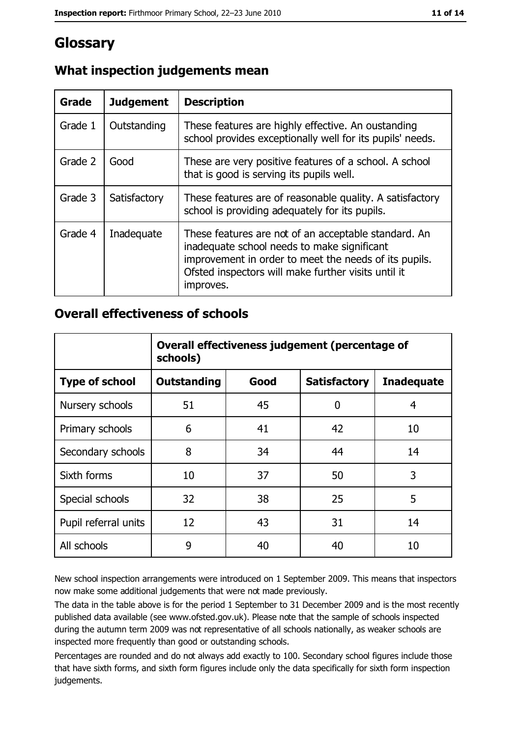# Glossary

## What inspection judgements mean

| Grade | Judgement | Description |
|---|---|---|
| Grade 1 | Outstanding | These features are highly effective. An oustanding school provides exceptionally well for its pupils' needs. |
| Grade 2 | Good | These are very positive features of a school. A school that is good is serving its pupils well. |
| Grade 3 | Satisfactory | These features are of reasonable quality. A satisfactory school is providing adequately for its pupils. |
| Grade 4 | Inadequate | These features are not of an acceptable standard. An inadequate school needs to make significant improvement in order to meet the needs of its pupils. Ofsted inspectors will make further visits until it improves. |

## Overall effectiveness of schools

| | Overall effectiveness judgement (percentage of schools) | | | |
|---|---|---|---|---|
| **Type of school** | **Outstanding** | **Good** | **Satisfactory** | **Inadequate** |
| Nursery schools | 51 | 45 | 0 | 4 |
| Primary schools | 6 | 41 | 42 | 10 |
| Secondary schools | 8 | 34 | 44 | 14 |
| Sixth forms | 10 | 37 | 50 | 3 |
| Special schools | 32 | 38 | 25 | 5 |
| Pupil referral units | 12 | 43 | 31 | 14 |
| All schools | 9 | 40 | 40 | 10 |

New school inspection arrangements were introduced on 1 September 2009. This means that inspectors now make some additional judgements that were not made previously.

The data in the table above is for the period 1 September to 31 December 2009 and is the most recently published data available (see www.ofsted.gov.uk). Please note that the sample of schools inspected during the autumn term 2009 was not representative of all schools nationally, as weaker schools are inspected more frequently than good or outstanding schools.

Percentages are rounded and do not always add exactly to 100. Secondary school figures include those that have sixth forms, and sixth form figures include only the data specifically for sixth form inspection judgements.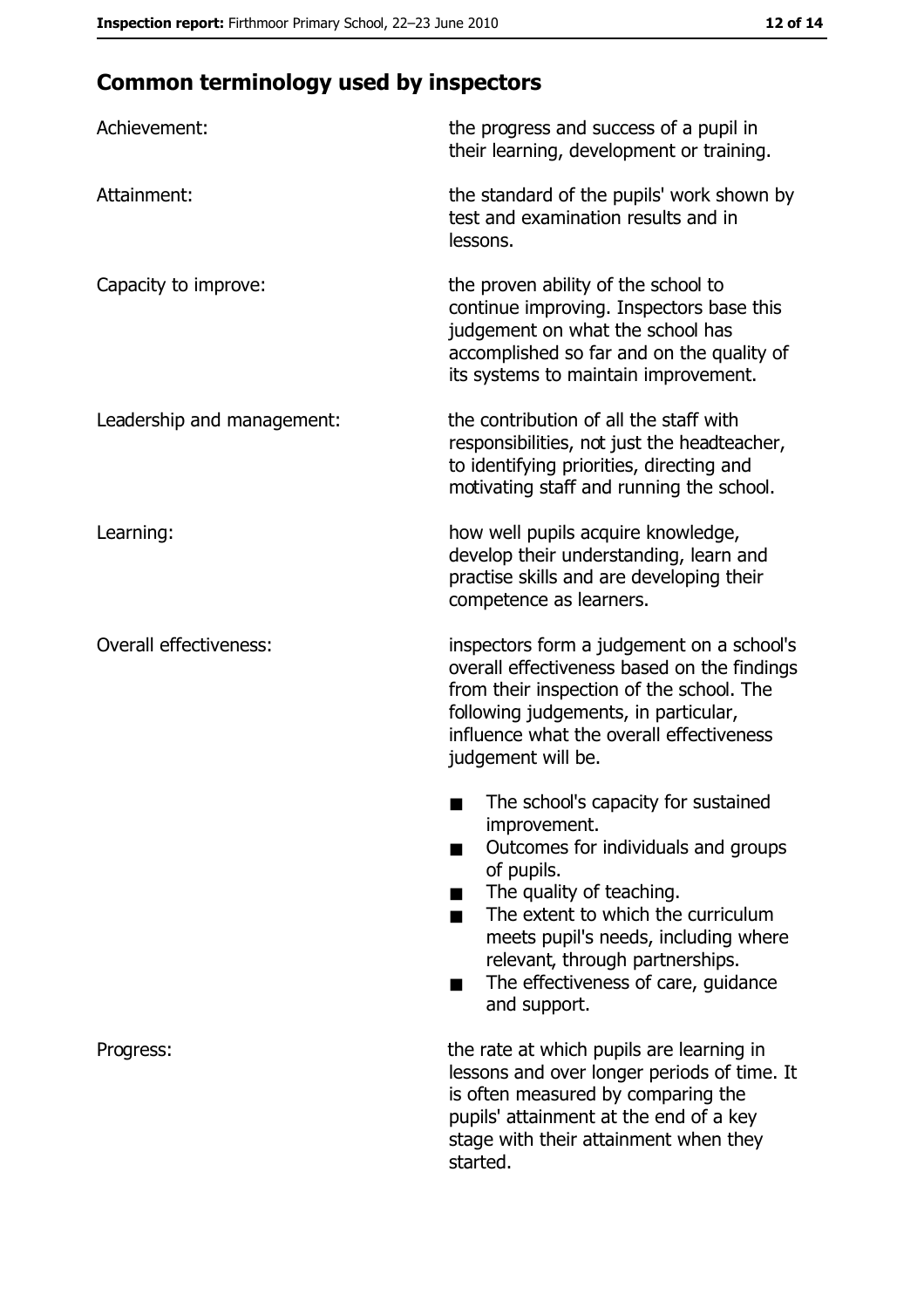## Common terminology used by inspectors

| | |
|---|---|
| Achievement: | the progress and success of a pupil in their learning, development or training. |
| Attainment: | the standard of the pupils' work shown by test and examination results and in lessons. |
| Capacity to improve: | the proven ability of the school to continue improving. Inspectors base this judgement on what the school has accomplished so far and on the quality of its systems to maintain improvement. |
| Leadership and management: | the contribution of all the staff with responsibilities, not just the headteacher, to identifying priorities, directing and motivating staff and running the school. |
| Learning: | how well pupils acquire knowledge, develop their understanding, learn and practise skills and are developing their competence as learners. |
| Overall effectiveness: | inspectors form a judgement on a school's overall effectiveness based on the findings from their inspection of the school. The following judgements, in particular, influence what the overall effectiveness judgement will be.<br>■ The school's capacity for sustained improvement.<br>■ Outcomes for individuals and groups of pupils.<br>■ The quality of teaching.<br>■ The extent to which the curriculum meets pupil's needs, including where relevant, through partnerships.<br>■ The effectiveness of care, guidance and support. |
| Progress: | the rate at which pupils are learning in lessons and over longer periods of time. It is often measured by comparing the pupils' attainment at the end of a key stage with their attainment when they started. |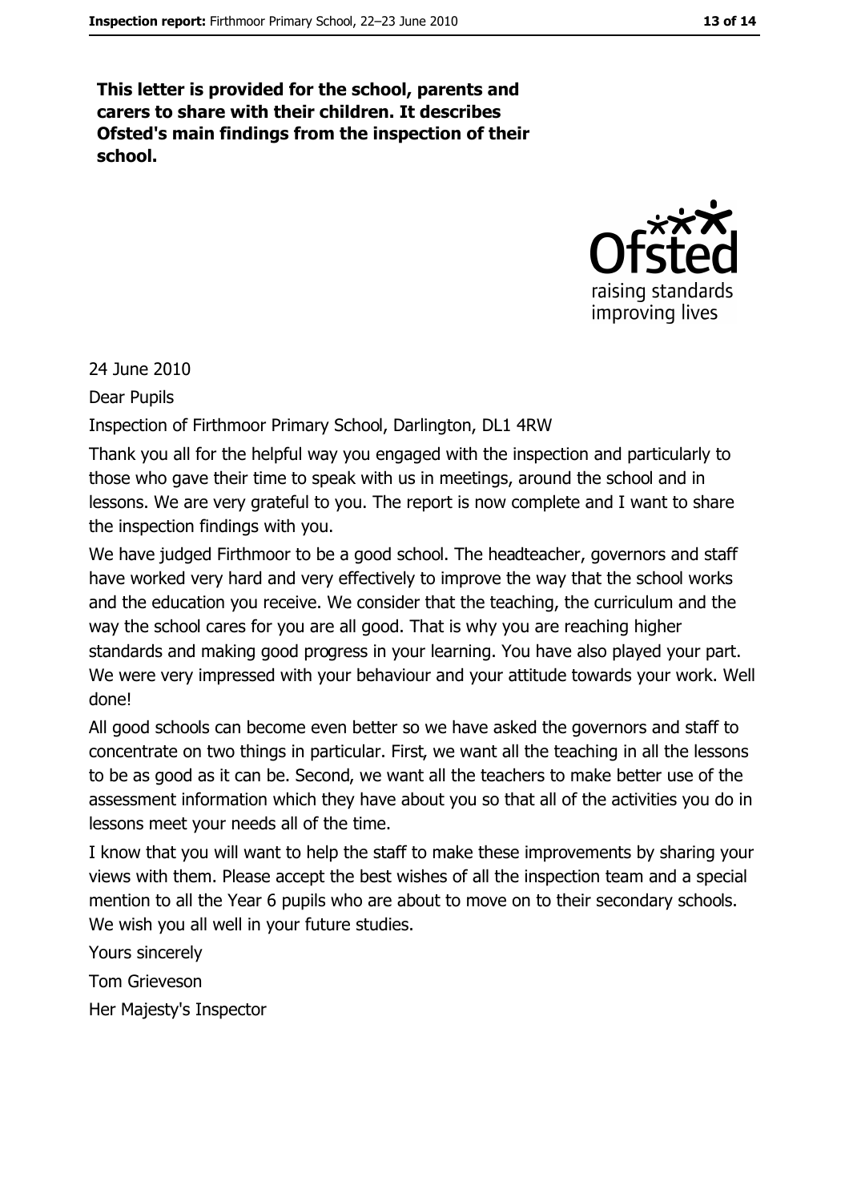**This letter is provided for the school, parents and carers to share with their children. It describes Ofsted's main findings from the inspection of their school.**

24 June 2010

Dear Pupils

Inspection of Firthmoor Primary School, Darlington, DL1 4RW

Thank you all for the helpful way you engaged with the inspection and particularly to those who gave their time to speak with us in meetings, around the school and in lessons. We are very grateful to you. The report is now complete and I want to share the inspection findings with you.

We have judged Firthmoor to be a good school. The headteacher, governors and staff have worked very hard and very effectively to improve the way that the school works and the education you receive. We consider that the teaching, the curriculum and the way the school cares for you are all good. That is why you are reaching higher standards and making good progress in your learning. You have also played your part. We were very impressed with your behaviour and your attitude towards your work. Well done!

All good schools can become even better so we have asked the governors and staff to concentrate on two things in particular. First, we want all the teaching in all the lessons to be as good as it can be. Second, we want all the teachers to make better use of the assessment information which they have about you so that all of the activities you do in lessons meet your needs all of the time.

I know that you will want to help the staff to make these improvements by sharing your views with them. Please accept the best wishes of all the inspection team and a special mention to all the Year 6 pupils who are about to move on to their secondary schools. We wish you all well in your future studies.

Yours sincerely

Tom Grieveson

Her Majesty's Inspector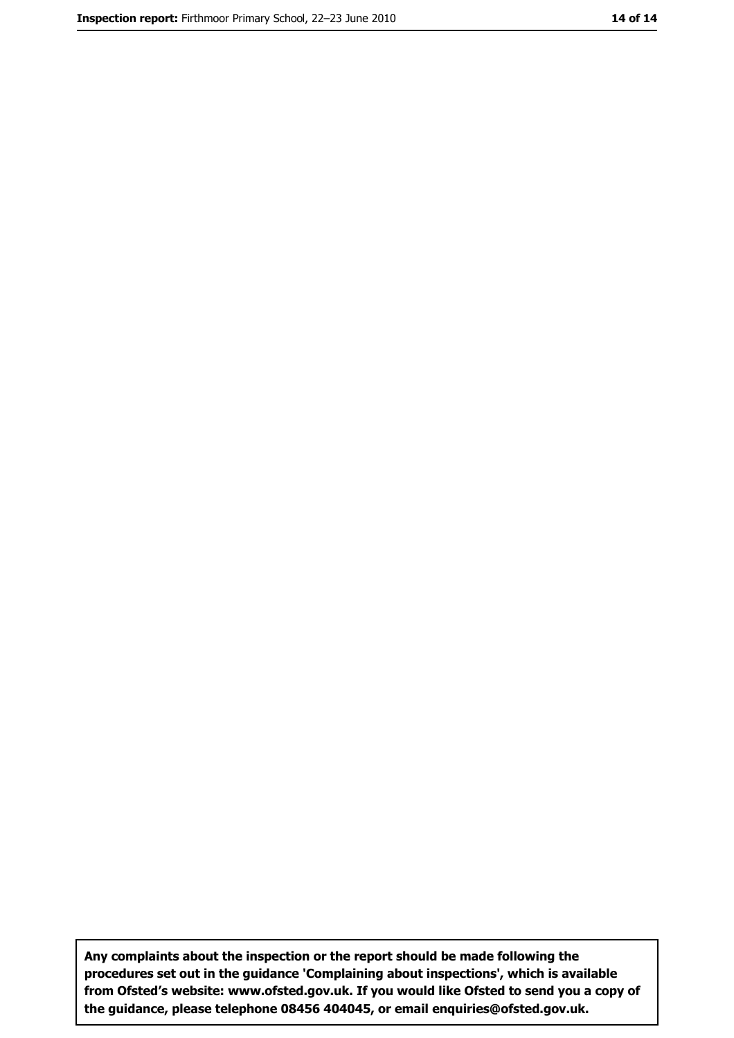**Any complaints about the inspection or the report should be made following the procedures set out in the guidance 'Complaining about inspections', which is available from Ofsted's website: www.ofsted.gov.uk. If you would like Ofsted to send you a copy of the guidance, please telephone 08456 404045, or email enquiries@ofsted.gov.uk.**